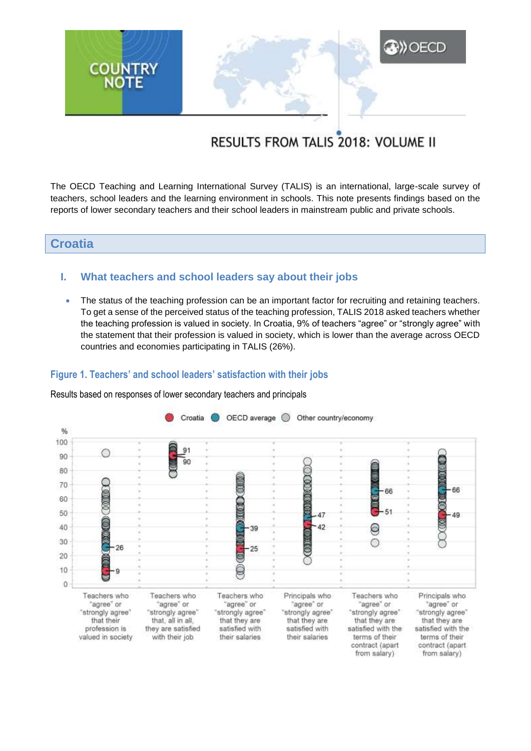COUNTRY NOTE

# RESULTS FROM TALIS 2018: VOLUME II

The OECD Teaching and Learning International Survey (TALIS) is an international, large-scale survey of teachers, school leaders and the learning environment in schools. This note presents findings based on the reports of lower secondary teachers and their school leaders in mainstream public and private schools.

## Croatia

### I. What teachers and school leaders say about their jobs

- The status of the teaching profession can be an important factor for recruiting and retaining teachers. To get a sense of the perceived status of the teaching profession, TALIS 2018 asked teachers whether the teaching profession is valued in society. In Croatia, 9% of teachers "agree" or "strongly agree" with the statement that their profession is valued in society, which is lower than the average across OECD countries and economies participating in TALIS (26%).

#### Figure 1. Teachers' and school leaders' satisfaction with their jobs

Results based on responses of lower secondary teachers and principals

| Indicator | Croatia (%) | OECD average (%) |
| --- | --- | --- |
| Teachers who "agree" or "strongly agree" that their profession is valued in society | 9 | 26 |
| Teachers who "agree" or "strongly agree" that, all in all, they are satisfied with their job | 91 | 90 |
| Teachers who "agree" or "strongly agree" that they are satisfied with their salaries | 25 | 39 |
| Principals who "agree" or "strongly agree" that they are satisfied with their salaries | 42 | 47 |
| Teachers who "agree" or "strongly agree" that they are satisfied with the terms of their contract (apart from salary) | 51 | 66 |
| Principals who "agree" or "strongly agree" that they are satisfied with the terms of their contract (apart from salary) | 49 | 66 |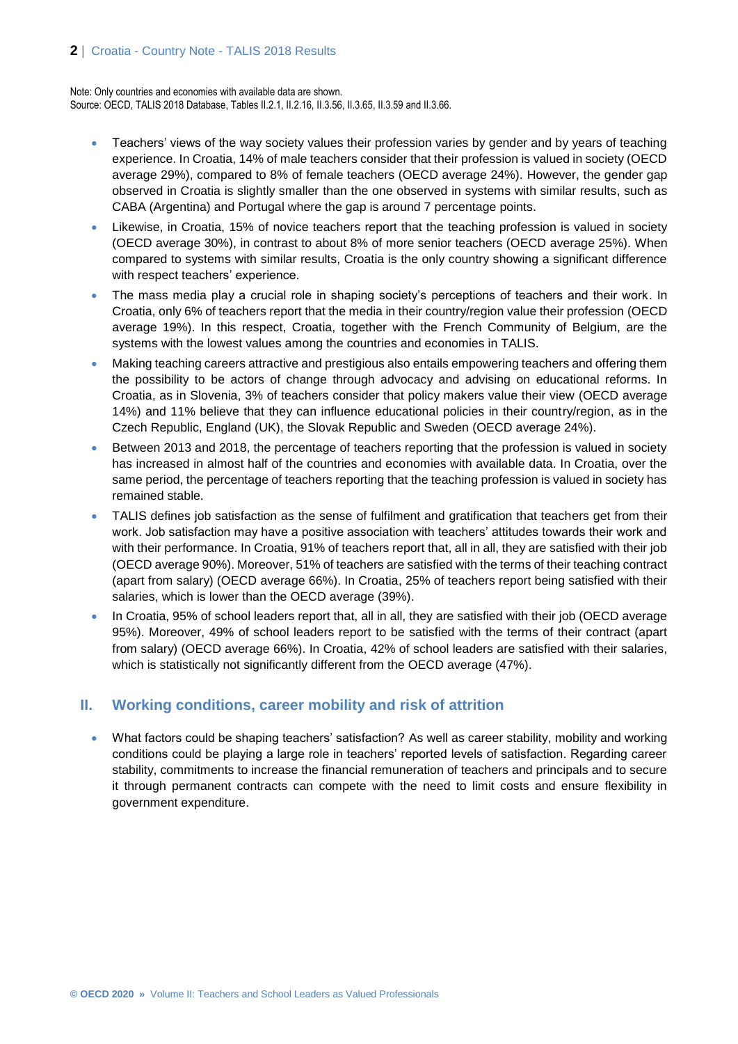Note: Only countries and economies with available data are shown.
Source: OECD, TALIS 2018 Database, Tables II.2.1, II.2.16, II.3.56, II.3.65, II.3.59 and II.3.66.

- Teachers' views of the way society values their profession varies by gender and by years of teaching experience. In Croatia, 14% of male teachers consider that their profession is valued in society (OECD average 29%), compared to 8% of female teachers (OECD average 24%). However, the gender gap observed in Croatia is slightly smaller than the one observed in systems with similar results, such as CABA (Argentina) and Portugal where the gap is around 7 percentage points.
- Likewise, in Croatia, 15% of novice teachers report that the teaching profession is valued in society (OECD average 30%), in contrast to about 8% of more senior teachers (OECD average 25%). When compared to systems with similar results, Croatia is the only country showing a significant difference with respect teachers' experience.
- The mass media play a crucial role in shaping society's perceptions of teachers and their work. In Croatia, only 6% of teachers report that the media in their country/region value their profession (OECD average 19%). In this respect, Croatia, together with the French Community of Belgium, are the systems with the lowest values among the countries and economies in TALIS.
- Making teaching careers attractive and prestigious also entails empowering teachers and offering them the possibility to be actors of change through advocacy and advising on educational reforms. In Croatia, as in Slovenia, 3% of teachers consider that policy makers value their view (OECD average 14%) and 11% believe that they can influence educational policies in their country/region, as in the Czech Republic, England (UK), the Slovak Republic and Sweden (OECD average 24%).
- Between 2013 and 2018, the percentage of teachers reporting that the profession is valued in society has increased in almost half of the countries and economies with available data. In Croatia, over the same period, the percentage of teachers reporting that the teaching profession is valued in society has remained stable.
- TALIS defines job satisfaction as the sense of fulfilment and gratification that teachers get from their work. Job satisfaction may have a positive association with teachers' attitudes towards their work and with their performance. In Croatia, 91% of teachers report that, all in all, they are satisfied with their job (OECD average 90%). Moreover, 51% of teachers are satisfied with the terms of their teaching contract (apart from salary) (OECD average 66%). In Croatia, 25% of teachers report being satisfied with their salaries, which is lower than the OECD average (39%).
- In Croatia, 95% of school leaders report that, all in all, they are satisfied with their job (OECD average 95%). Moreover, 49% of school leaders report to be satisfied with the terms of their contract (apart from salary) (OECD average 66%). In Croatia, 42% of school leaders are satisfied with their salaries, which is statistically not significantly different from the OECD average (47%).

## II. Working conditions, career mobility and risk of attrition

- What factors could be shaping teachers' satisfaction? As well as career stability, mobility and working conditions could be playing a large role in teachers' reported levels of satisfaction. Regarding career stability, commitments to increase the financial remuneration of teachers and principals and to secure it through permanent contracts can compete with the need to limit costs and ensure flexibility in government expenditure.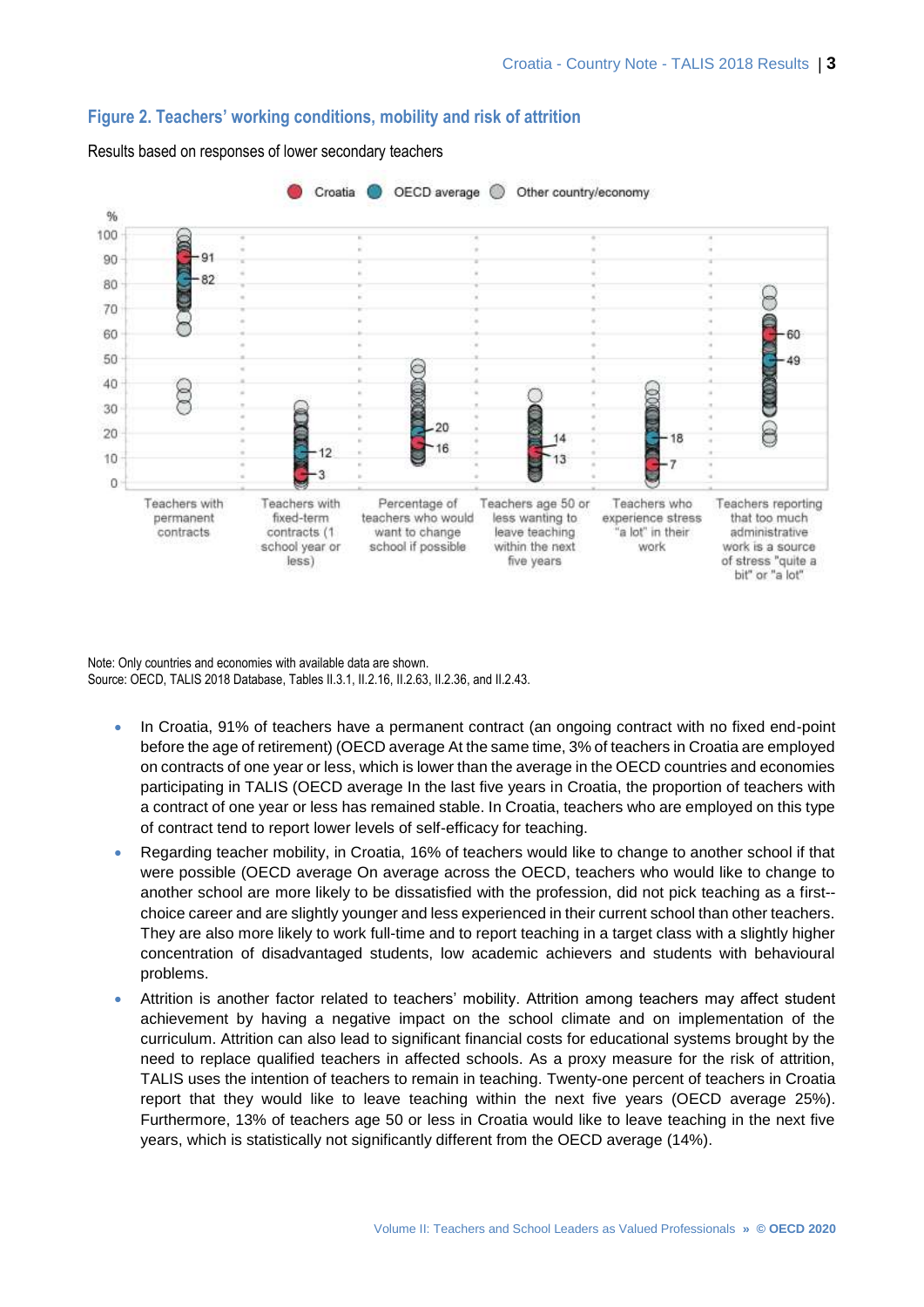## Figure 2. Teachers' working conditions, mobility and risk of attrition

Results based on responses of lower secondary teachers

| | Croatia | OECD average |
|---|---|---|
| Teachers with permanent contracts | 91 | 82 |
| Teachers with fixed-term contracts (1 school year or less) | 3 | 12 |
| Percentage of teachers who would want to change school if possible | 16 | 20 |
| Teachers age 50 or less wanting to leave teaching within the next five years | 13 | 14 |
| Teachers who experience stress "a lot" in their work | 7 | 18 |
| Teachers reporting that too much administrative work is a source of stress "quite a bit" or "a lot" | 60 | 49 |

Note: Only countries and economies with available data are shown.
Source: OECD, TALIS 2018 Database, Tables II.3.1, II.2.16, II.2.63, II.2.36, and II.2.43.

- In Croatia, 91% of teachers have a permanent contract (an ongoing contract with no fixed end-point before the age of retirement) (OECD average At the same time, 3% of teachers in Croatia are employed on contracts of one year or less, which is lower than the average in the OECD countries and economies participating in TALIS (OECD average In the last five years in Croatia, the proportion of teachers with a contract of one year or less has remained stable. In Croatia, teachers who are employed on this type of contract tend to report lower levels of self-efficacy for teaching.
- Regarding teacher mobility, in Croatia, 16% of teachers would like to change to another school if that were possible (OECD average On average across the OECD, teachers who would like to change to another school are more likely to be dissatisfied with the profession, did not pick teaching as a first--choice career and are slightly younger and less experienced in their current school than other teachers. They are also more likely to work full-time and to report teaching in a target class with a slightly higher concentration of disadvantaged students, low academic achievers and students with behavioural problems.
- Attrition is another factor related to teachers' mobility. Attrition among teachers may affect student achievement by having a negative impact on the school climate and on implementation of the curriculum. Attrition can also lead to significant financial costs for educational systems brought by the need to replace qualified teachers in affected schools. As a proxy measure for the risk of attrition, TALIS uses the intention of teachers to remain in teaching. Twenty-one percent of teachers in Croatia report that they would like to leave teaching within the next five years (OECD average 25%). Furthermore, 13% of teachers age 50 or less in Croatia would like to leave teaching in the next five years, which is statistically not significantly different from the OECD average (14%).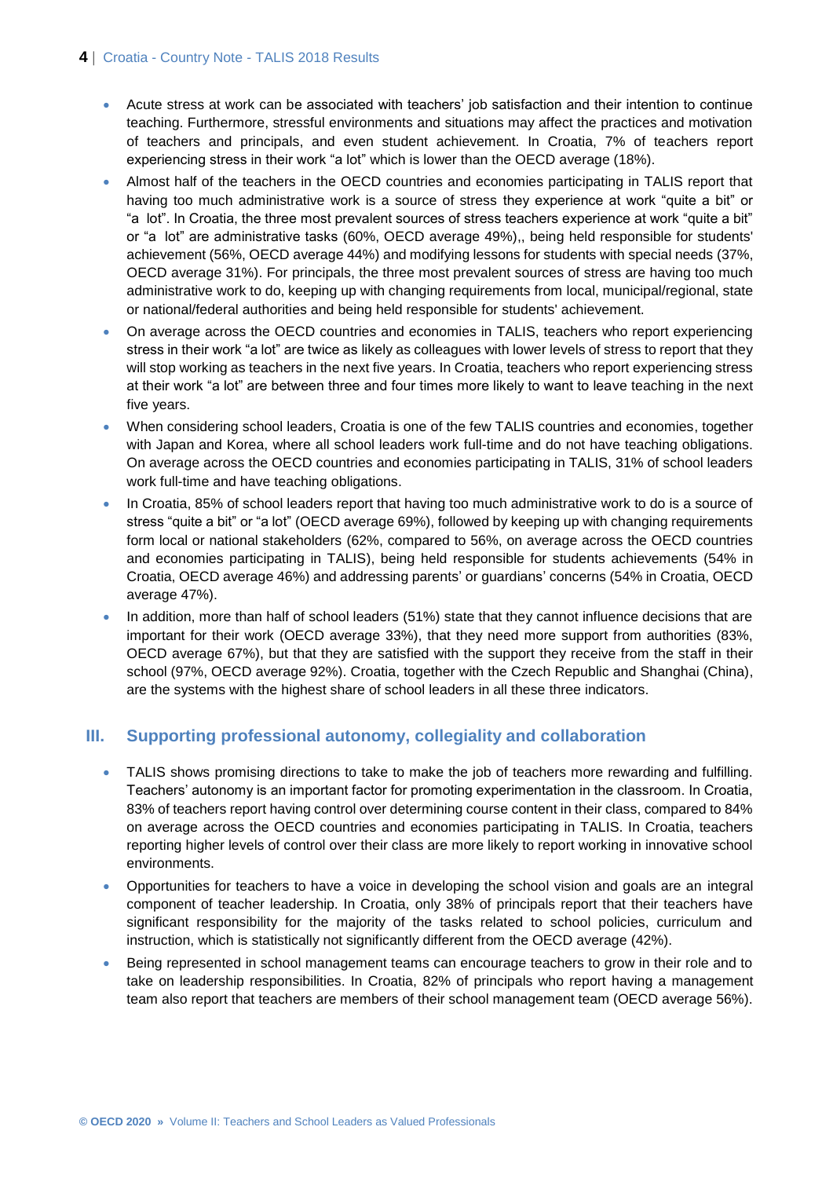- Acute stress at work can be associated with teachers' job satisfaction and their intention to continue teaching. Furthermore, stressful environments and situations may affect the practices and motivation of teachers and principals, and even student achievement. In Croatia, 7% of teachers report experiencing stress in their work "a lot" which is lower than the OECD average (18%).
- Almost half of the teachers in the OECD countries and economies participating in TALIS report that having too much administrative work is a source of stress they experience at work "quite a bit" or "a lot". In Croatia, the three most prevalent sources of stress teachers experience at work "quite a bit" or "a lot" are administrative tasks (60%, OECD average 49%),, being held responsible for students' achievement (56%, OECD average 44%) and modifying lessons for students with special needs (37%, OECD average 31%). For principals, the three most prevalent sources of stress are having too much administrative work to do, keeping up with changing requirements from local, municipal/regional, state or national/federal authorities and being held responsible for students' achievement.
- On average across the OECD countries and economies in TALIS, teachers who report experiencing stress in their work "a lot" are twice as likely as colleagues with lower levels of stress to report that they will stop working as teachers in the next five years. In Croatia, teachers who report experiencing stress at their work "a lot" are between three and four times more likely to want to leave teaching in the next five years.
- When considering school leaders, Croatia is one of the few TALIS countries and economies, together with Japan and Korea, where all school leaders work full-time and do not have teaching obligations. On average across the OECD countries and economies participating in TALIS, 31% of school leaders work full-time and have teaching obligations.
- In Croatia, 85% of school leaders report that having too much administrative work to do is a source of stress "quite a bit" or "a lot" (OECD average 69%), followed by keeping up with changing requirements form local or national stakeholders (62%, compared to 56%, on average across the OECD countries and economies participating in TALIS), being held responsible for students achievements (54% in Croatia, OECD average 46%) and addressing parents' or guardians' concerns (54% in Croatia, OECD average 47%).
- In addition, more than half of school leaders (51%) state that they cannot influence decisions that are important for their work (OECD average 33%), that they need more support from authorities (83%, OECD average 67%), but that they are satisfied with the support they receive from the staff in their school (97%, OECD average 92%). Croatia, together with the Czech Republic and Shanghai (China), are the systems with the highest share of school leaders in all these three indicators.

## III. Supporting professional autonomy, collegiality and collaboration

- TALIS shows promising directions to take to make the job of teachers more rewarding and fulfilling. Teachers' autonomy is an important factor for promoting experimentation in the classroom. In Croatia, 83% of teachers report having control over determining course content in their class, compared to 84% on average across the OECD countries and economies participating in TALIS. In Croatia, teachers reporting higher levels of control over their class are more likely to report working in innovative school environments.
- Opportunities for teachers to have a voice in developing the school vision and goals are an integral component of teacher leadership. In Croatia, only 38% of principals report that their teachers have significant responsibility for the majority of the tasks related to school policies, curriculum and instruction, which is statistically not significantly different from the OECD average (42%).
- Being represented in school management teams can encourage teachers to grow in their role and to take on leadership responsibilities. In Croatia, 82% of principals who report having a management team also report that teachers are members of their school management team (OECD average 56%).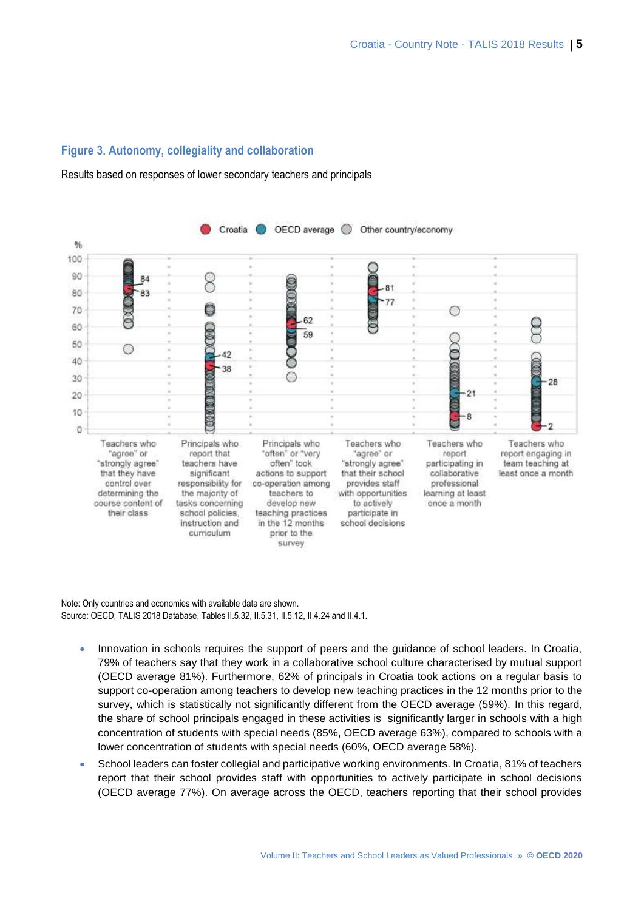## Figure 3. Autonomy, collegiality and collaboration

Results based on responses of lower secondary teachers and principals

| Indicator | Croatia (%) | OECD average (%) |
|---|---|---|
| Teachers who "agree" or "strongly agree" that they have control over determining the course content of their class | 83 | 84 |
| Principals who report that teachers have significant responsibility for the majority of tasks concerning school policies, instruction and curriculum | 38 | 42 |
| Principals who "often" or "very often" took actions to support co-operation among teachers to develop new teaching practices in the 12 months prior to the survey | 62 | 59 |
| Teachers who "agree" or "strongly agree" that their school provides staff with opportunities to actively participate in school decisions | 81 | 77 |
| Teachers who report participating in collaborative professional learning at least once a month | 8 | 21 |
| Teachers who report engaging in team teaching at least once a month | 2 | 28 |

Note: Only countries and economies with available data are shown.
Source: OECD, TALIS 2018 Database, Tables II.5.32, II.5.31, II.5.12, II.4.24 and II.4.1.

- Innovation in schools requires the support of peers and the guidance of school leaders. In Croatia, 79% of teachers say that they work in a collaborative school culture characterised by mutual support (OECD average 81%). Furthermore, 62% of principals in Croatia took actions on a regular basis to support co-operation among teachers to develop new teaching practices in the 12 months prior to the survey, which is statistically not significantly different from the OECD average (59%). In this regard, the share of school principals engaged in these activities is significantly larger in schools with a high concentration of students with special needs (85%, OECD average 63%), compared to schools with a lower concentration of students with special needs (60%, OECD average 58%).
- School leaders can foster collegial and participative working environments. In Croatia, 81% of teachers report that their school provides staff with opportunities to actively participate in school decisions (OECD average 77%). On average across the OECD, teachers reporting that their school provides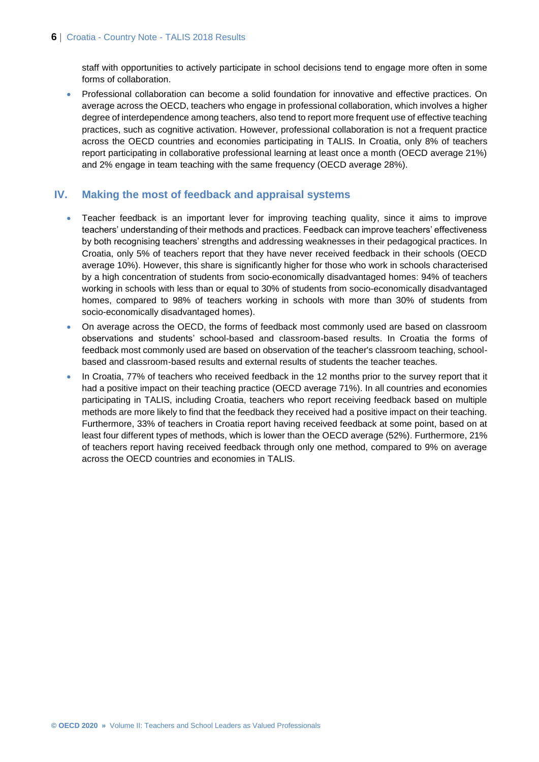staff with opportunities to actively participate in school decisions tend to engage more often in some forms of collaboration.

- Professional collaboration can become a solid foundation for innovative and effective practices. On average across the OECD, teachers who engage in professional collaboration, which involves a higher degree of interdependence among teachers, also tend to report more frequent use of effective teaching practices, such as cognitive activation. However, professional collaboration is not a frequent practice across the OECD countries and economies participating in TALIS. In Croatia, only 8% of teachers report participating in collaborative professional learning at least once a month (OECD average 21%) and 2% engage in team teaching with the same frequency (OECD average 28%).

## IV. Making the most of feedback and appraisal systems

- Teacher feedback is an important lever for improving teaching quality, since it aims to improve teachers' understanding of their methods and practices. Feedback can improve teachers' effectiveness by both recognising teachers' strengths and addressing weaknesses in their pedagogical practices. In Croatia, only 5% of teachers report that they have never received feedback in their schools (OECD average 10%). However, this share is significantly higher for those who work in schools characterised by a high concentration of students from socio-economically disadvantaged homes: 94% of teachers working in schools with less than or equal to 30% of students from socio-economically disadvantaged homes, compared to 98% of teachers working in schools with more than 30% of students from socio-economically disadvantaged homes).
- On average across the OECD, the forms of feedback most commonly used are based on classroom observations and students' school-based and classroom-based results. In Croatia the forms of feedback most commonly used are based on observation of the teacher's classroom teaching, school-based and classroom-based results and external results of students the teacher teaches.
- In Croatia, 77% of teachers who received feedback in the 12 months prior to the survey report that it had a positive impact on their teaching practice (OECD average 71%). In all countries and economies participating in TALIS, including Croatia, teachers who report receiving feedback based on multiple methods are more likely to find that the feedback they received had a positive impact on their teaching. Furthermore, 33% of teachers in Croatia report having received feedback at some point, based on at least four different types of methods, which is lower than the OECD average (52%). Furthermore, 21% of teachers report having received feedback through only one method, compared to 9% on average across the OECD countries and economies in TALIS.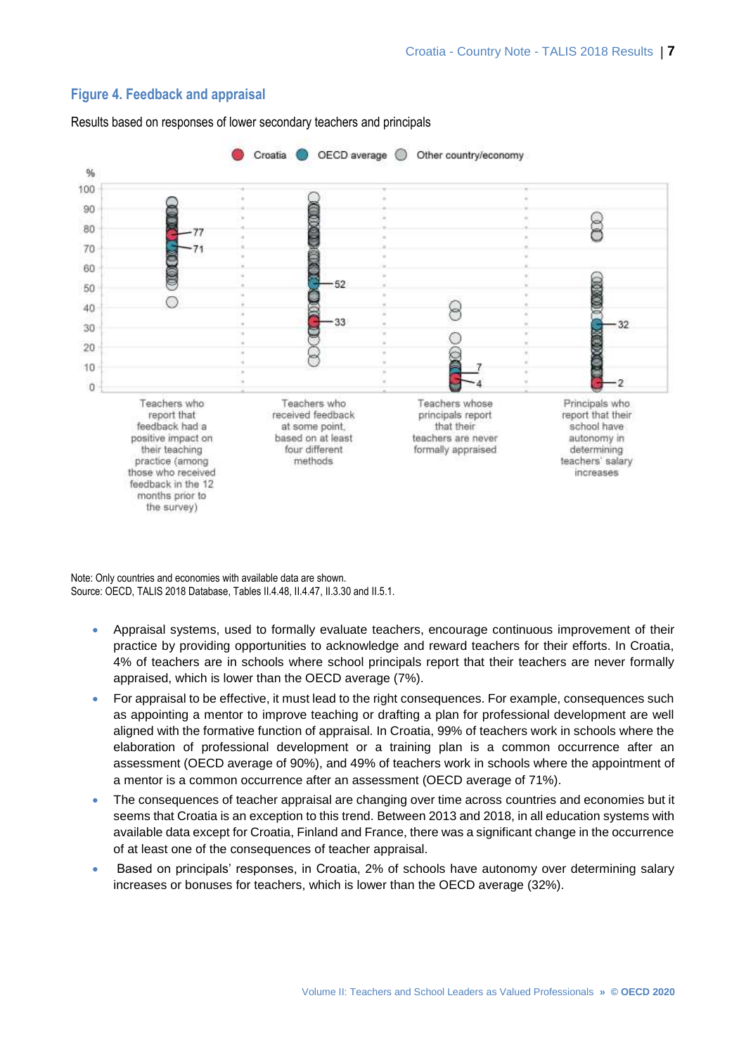## Figure 4. Feedback and appraisal

Results based on responses of lower secondary teachers and principals

Legend: Croatia, OECD average, Other country/economy

| Indicator | Croatia | OECD average |
|---|---|---|
| Teachers who report that feedback had a positive impact on their teaching practice (among those who received feedback in the 12 months prior to the survey) | 77 | 71 |
| Teachers who received feedback at some point, based on at least four different methods | 33 | 52 |
| Teachers whose principals report that their teachers are never formally appraised | 4 | 7 |
| Principals who report that their school have autonomy in determining teachers' salary increases | 2 | 32 |

Note: Only countries and economies with available data are shown.
Source: OECD, TALIS 2018 Database, Tables II.4.48, II.4.47, II.3.30 and II.5.1.

- Appraisal systems, used to formally evaluate teachers, encourage continuous improvement of their practice by providing opportunities to acknowledge and reward teachers for their efforts. In Croatia, 4% of teachers are in schools where school principals report that their teachers are never formally appraised, which is lower than the OECD average (7%).
- For appraisal to be effective, it must lead to the right consequences. For example, consequences such as appointing a mentor to improve teaching or drafting a plan for professional development are well aligned with the formative function of appraisal. In Croatia, 99% of teachers work in schools where the elaboration of professional development or a training plan is a common occurrence after an assessment (OECD average of 90%), and 49% of teachers work in schools where the appointment of a mentor is a common occurrence after an assessment (OECD average of 71%).
- The consequences of teacher appraisal are changing over time across countries and economies but it seems that Croatia is an exception to this trend. Between 2013 and 2018, in all education systems with available data except for Croatia, Finland and France, there was a significant change in the occurrence of at least one of the consequences of teacher appraisal.
- Based on principals' responses, in Croatia, 2% of schools have autonomy over determining salary increases or bonuses for teachers, which is lower than the OECD average (32%).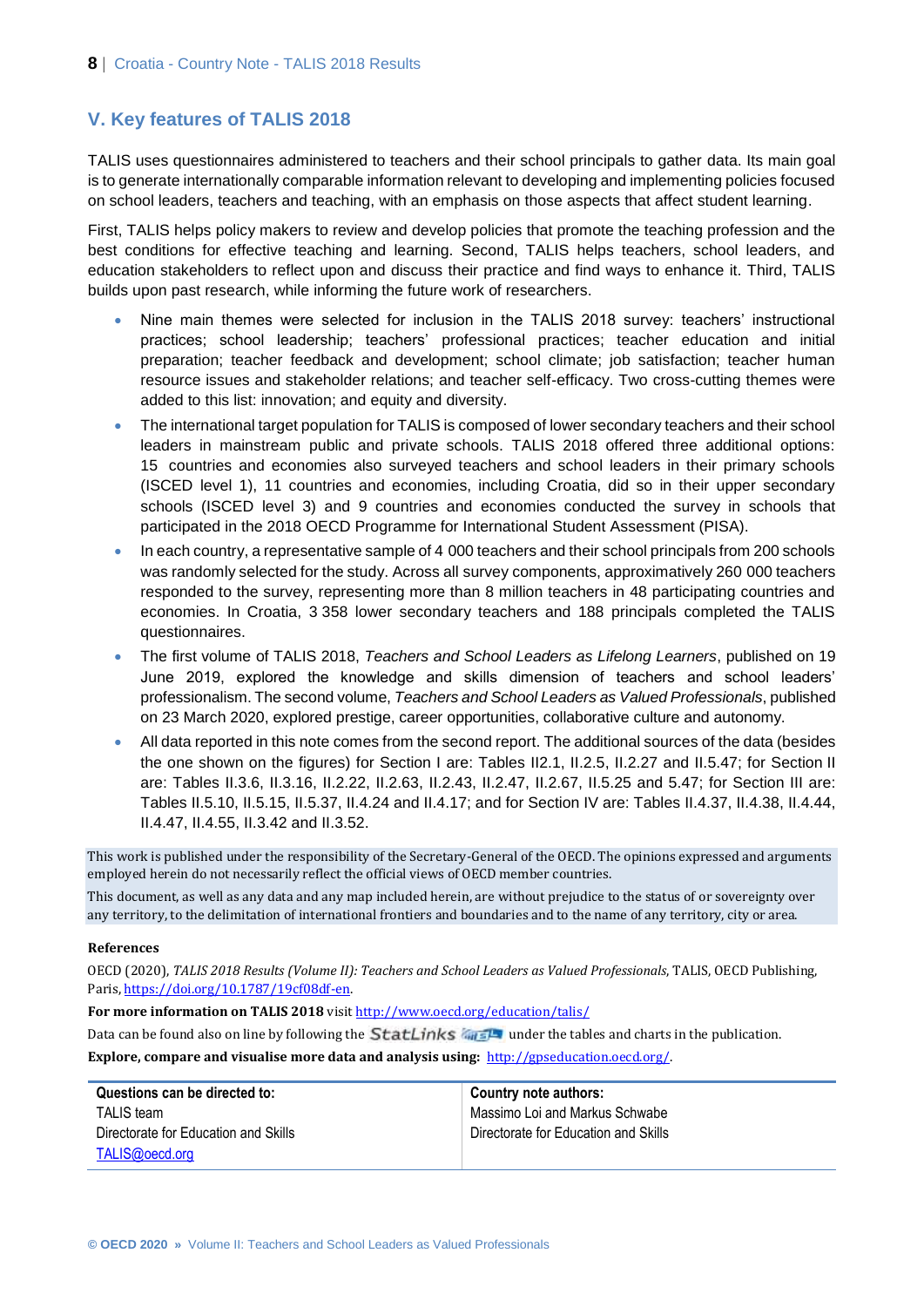## V. Key features of TALIS 2018

TALIS uses questionnaires administered to teachers and their school principals to gather data. Its main goal is to generate internationally comparable information relevant to developing and implementing policies focused on school leaders, teachers and teaching, with an emphasis on those aspects that affect student learning.

First, TALIS helps policy makers to review and develop policies that promote the teaching profession and the best conditions for effective teaching and learning. Second, TALIS helps teachers, school leaders, and education stakeholders to reflect upon and discuss their practice and find ways to enhance it. Third, TALIS builds upon past research, while informing the future work of researchers.

- Nine main themes were selected for inclusion in the TALIS 2018 survey: teachers' instructional practices; school leadership; teachers' professional practices; teacher education and initial preparation; teacher feedback and development; school climate; job satisfaction; teacher human resource issues and stakeholder relations; and teacher self-efficacy. Two cross-cutting themes were added to this list: innovation; and equity and diversity.
- The international target population for TALIS is composed of lower secondary teachers and their school leaders in mainstream public and private schools. TALIS 2018 offered three additional options: 15 countries and economies also surveyed teachers and school leaders in their primary schools (ISCED level 1), 11 countries and economies, including Croatia, did so in their upper secondary schools (ISCED level 3) and 9 countries and economies conducted the survey in schools that participated in the 2018 OECD Programme for International Student Assessment (PISA).
- In each country, a representative sample of 4 000 teachers and their school principals from 200 schools was randomly selected for the study. Across all survey components, approximatively 260 000 teachers responded to the survey, representing more than 8 million teachers in 48 participating countries and economies. In Croatia, 3 358 lower secondary teachers and 188 principals completed the TALIS questionnaires.
- The first volume of TALIS 2018, *Teachers and School Leaders as Lifelong Learners*, published on 19 June 2019, explored the knowledge and skills dimension of teachers and school leaders' professionalism. The second volume, *Teachers and School Leaders as Valued Professionals*, published on 23 March 2020, explored prestige, career opportunities, collaborative culture and autonomy.
- All data reported in this note comes from the second report. The additional sources of the data (besides the one shown on the figures) for Section I are: Tables II2.1, II.2.5, II.2.27 and II.5.47; for Section II are: Tables II.3.6, II.3.16, II.2.22, II.2.63, II.2.43, II.2.47, II.2.67, II.5.25 and 5.47; for Section III are: Tables II.5.10, II.5.15, II.5.37, II.4.24 and II.4.17; and for Section IV are: Tables II.4.37, II.4.38, II.4.44, II.4.47, II.4.55, II.3.42 and II.3.52.

This work is published under the responsibility of the Secretary-General of the OECD. The opinions expressed and arguments employed herein do not necessarily reflect the official views of OECD member countries.

This document, as well as any data and any map included herein, are without prejudice to the status of or sovereignty over any territory, to the delimitation of international frontiers and boundaries and to the name of any territory, city or area.

**References**

OECD (2020), *TALIS 2018 Results (Volume II): Teachers and School Leaders as Valued Professionals*, TALIS, OECD Publishing, Paris, https://doi.org/10.1787/19cf08df-en.

**For more information on TALIS 2018** visit http://www.oecd.org/education/talis/

Data can be found also on line by following the StatLinks under the tables and charts in the publication.

**Explore, compare and visualise more data and analysis using:** http://gpseducation.oecd.org/.

| **Questions can be directed to:** | **Country note authors:** |
|---|---|
| TALIS team | Massimo Loi and Markus Schwabe |
| Directorate for Education and Skills | Directorate for Education and Skills |
| TALIS@oecd.org | |